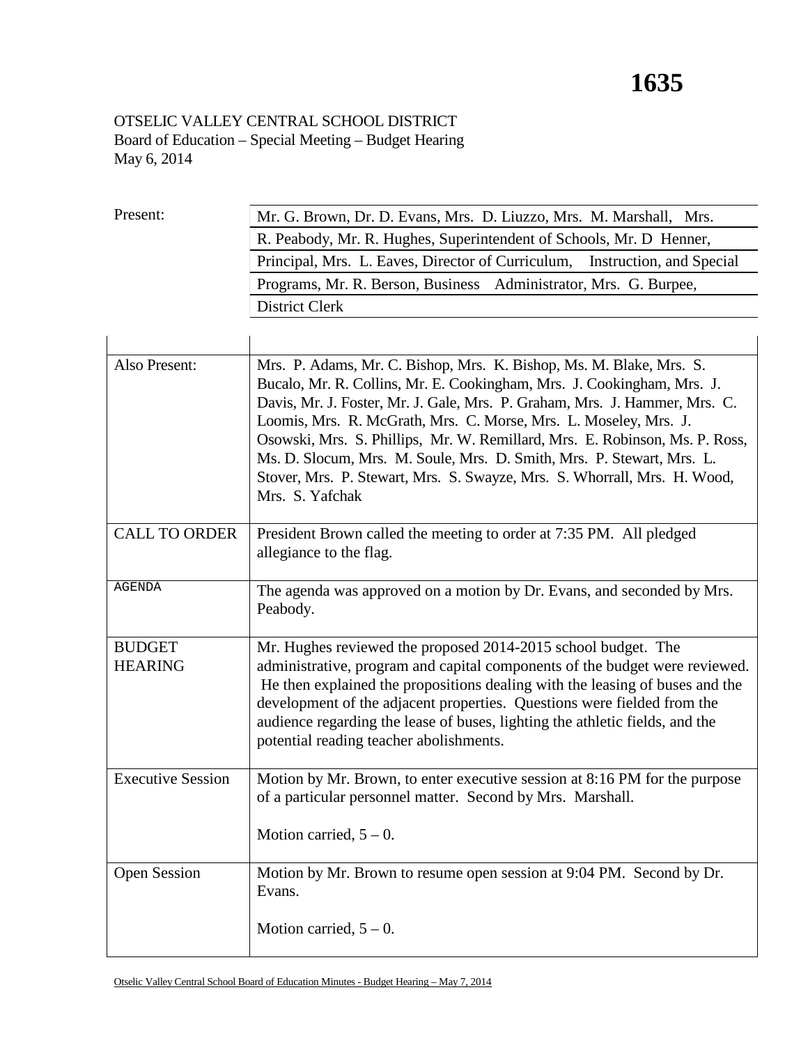OTSELIC VALLEY CENTRAL SCHOOL DISTRICT
Board of Education – Special Meeting – Budget Hearing
May 6, 2014

| | |
|---|---|
| Present: | Mr. G. Brown, Dr. D. Evans, Mrs. D. Liuzzo, Mrs. M. Marshall, Mrs. R. Peabody, Mr. R. Hughes, Superintendent of Schools, Mr. D Henner, Principal, Mrs. L. Eaves, Director of Curriculum, Instruction, and Special Programs, Mr. R. Berson, Business Administrator, Mrs. G. Burpee, District Clerk |
| Also Present: | Mrs. P. Adams, Mr. C. Bishop, Mrs. K. Bishop, Ms. M. Blake, Mrs. S. Bucalo, Mr. R. Collins, Mr. E. Cookingham, Mrs. J. Cookingham, Mrs. J. Davis, Mr. J. Foster, Mr. J. Gale, Mrs. P. Graham, Mrs. J. Hammer, Mrs. C. Loomis, Mrs. R. McGrath, Mrs. C. Morse, Mrs. L. Moseley, Mrs. J. Osowski, Mrs. S. Phillips, Mr. W. Remillard, Mrs. E. Robinson, Ms. P. Ross, Ms. D. Slocum, Mrs. M. Soule, Mrs. D. Smith, Mrs. P. Stewart, Mrs. L. Stover, Mrs. P. Stewart, Mrs. S. Swayze, Mrs. S. Whorrall, Mrs. H. Wood, Mrs. S. Yafchak |
| CALL TO ORDER | President Brown called the meeting to order at 7:35 PM. All pledged allegiance to the flag. |
| AGENDA | The agenda was approved on a motion by Dr. Evans, and seconded by Mrs. Peabody. |
| BUDGET HEARING | Mr. Hughes reviewed the proposed 2014-2015 school budget. The administrative, program and capital components of the budget were reviewed. He then explained the propositions dealing with the leasing of buses and the development of the adjacent properties. Questions were fielded from the audience regarding the lease of buses, lighting the athletic fields, and the potential reading teacher abolishments. |
| Executive Session | Motion by Mr. Brown, to enter executive session at 8:16 PM for the purpose of a particular personnel matter. Second by Mrs. Marshall.<br><br>Motion carried, 5 – 0. |
| Open Session | Motion by Mr. Brown to resume open session at 9:04 PM. Second by Dr. Evans.<br><br>Motion carried, 5 – 0. |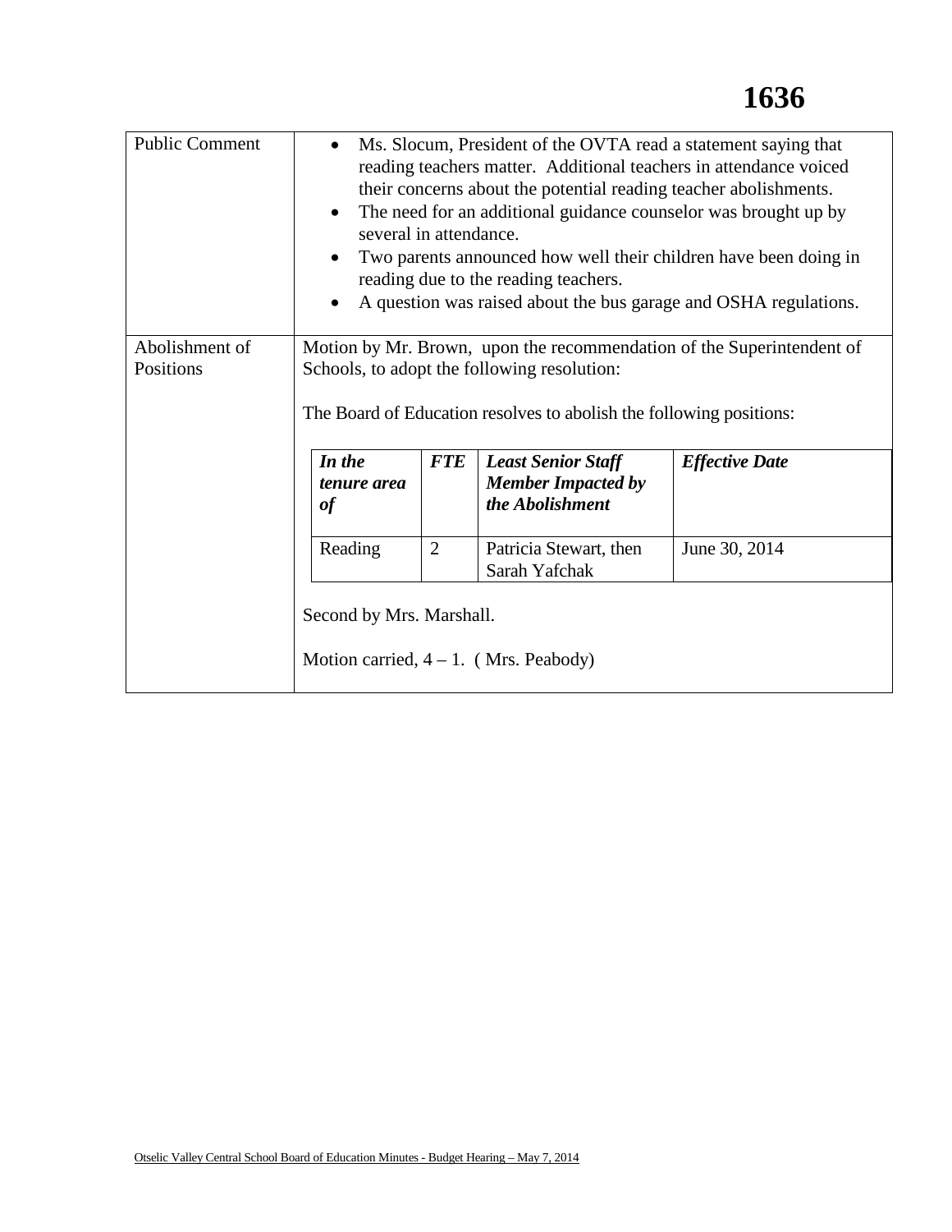| Public Comment | • Ms. Slocum, President of the OVTA read a statement saying that reading teachers matter. Additional teachers in attendance voiced their concerns about the potential reading teacher abolishments.<br>• The need for an additional guidance counselor was brought up by several in attendance.<br>• Two parents announced how well their children have been doing in reading due to the reading teachers.<br>• A question was raised about the bus garage and OSHA regulations. |
|---|---|
| Abolishment of Positions | Motion by Mr. Brown, upon the recommendation of the Superintendent of Schools, to adopt the following resolution:<br><br>The Board of Education resolves to abolish the following positions:<br><br>(see table below)<br><br>Second by Mrs. Marshall.<br><br>Motion carried, 4 – 1. ( Mrs. Peabody) |

| ***In the tenure area of*** | ***FTE*** | ***Least Senior Staff Member Impacted by the Abolishment*** | ***Effective Date*** |
|---|---|---|---|
| Reading | 2 | Patricia Stewart, then Sarah Yafchak | June 30, 2014 |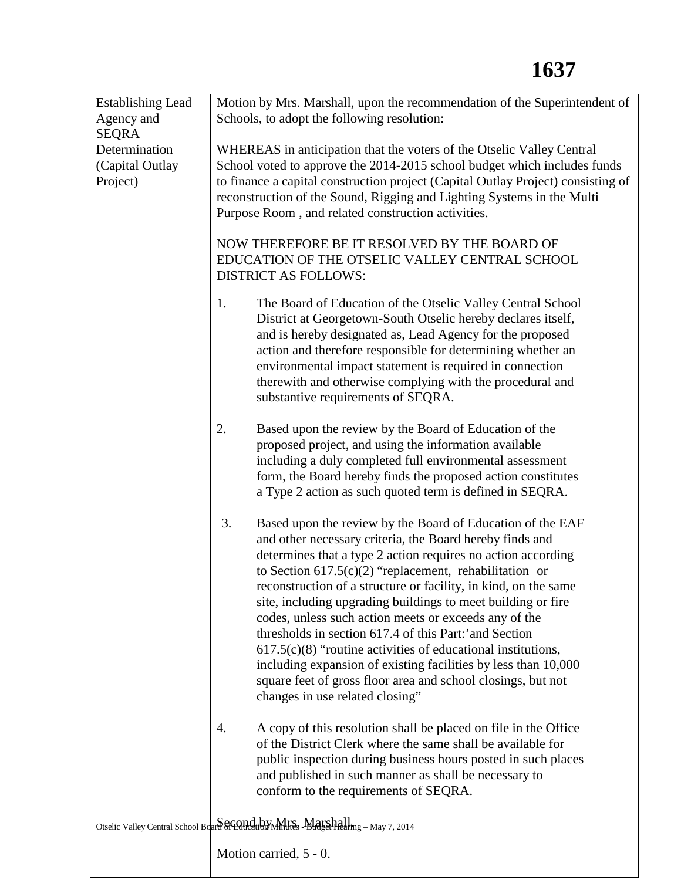| Establishing Lead Agency and SEQRA Determination (Capital Outlay Project) | Motion by Mrs. Marshall, upon the recommendation of the Superintendent of Schools, to adopt the following resolution:<br><br>WHEREAS in anticipation that the voters of the Otselic Valley Central School voted to approve the 2014-2015 school budget which includes funds to finance a capital construction project (Capital Outlay Project) consisting of reconstruction of the Sound, Rigging and Lighting Systems in the Multi Purpose Room , and related construction activities.<br><br>NOW THEREFORE BE IT RESOLVED BY THE BOARD OF EDUCATION OF THE OTSELIC VALLEY CENTRAL SCHOOL DISTRICT AS FOLLOWS:<br><br>1. The Board of Education of the Otselic Valley Central School District at Georgetown-South Otselic hereby declares itself, and is hereby designated as, Lead Agency for the proposed action and therefore responsible for determining whether an environmental impact statement is required in connection therewith and otherwise complying with the procedural and substantive requirements of SEQRA.<br><br>2. Based upon the review by the Board of Education of the proposed project, and using the information available including a duly completed full environmental assessment form, the Board hereby finds the proposed action constitutes a Type 2 action as such quoted term is defined in SEQRA.<br><br>3. Based upon the review by the Board of Education of the EAF and other necessary criteria, the Board hereby finds and determines that a type 2 action requires no action according to Section 617.5(c)(2) "replacement, rehabilitation or reconstruction of a structure or facility, in kind, on the same site, including upgrading buildings to meet building or fire codes, unless such action meets or exceeds any of the thresholds in section 617.4 of this Part:'and Section 617.5(c)(8) "routine activities of educational institutions, including expansion of existing facilities by less than 10,000 square feet of gross floor area and school closings, but not changes in use related closing"<br><br>4. A copy of this resolution shall be placed on file in the Office of the District Clerk where the same shall be available for public inspection during business hours posted in such places and published in such manner as shall be necessary to conform to the requirements of SEQRA.<br><br>Second by Mrs. Marshall.<br><br>Motion carried, 5 - 0. |
|---|---|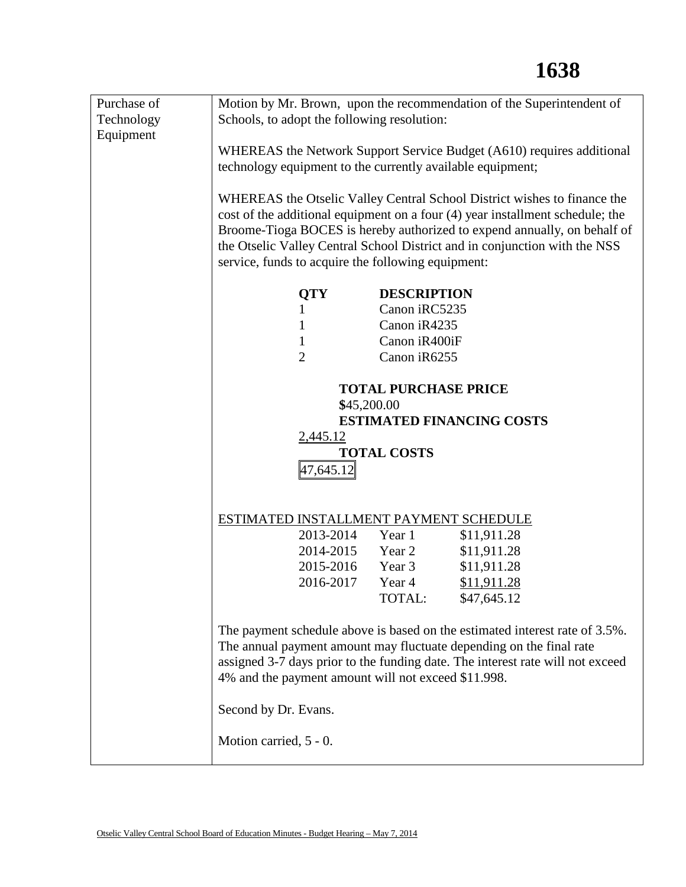| Purchase of Technology Equipment | Motion by Mr. Brown, upon the recommendation of the Superintendent of Schools, to adopt the following resolution: |
|---|---|

WHEREAS the Network Support Service Budget (A610) requires additional technology equipment to the currently available equipment;

WHEREAS the Otselic Valley Central School District wishes to finance the cost of the additional equipment on a four (4) year installment schedule; the Broome-Tioga BOCES is hereby authorized to expend annually, on behalf of the Otselic Valley Central School District and in conjunction with the NSS service, funds to acquire the following equipment:

| QTY | DESCRIPTION |
|---|---|
| 1 | Canon iRC5235 |
| 1 | Canon iR4235 |
| 1 | Canon iR400iF |
| 2 | Canon iR6255 |

**TOTAL PURCHASE PRICE**
$45,200.00

**ESTIMATED FINANCING COSTS**
2,445.12

**TOTAL COSTS**
47,645.12

ESTIMATED INSTALLMENT PAYMENT SCHEDULE

| | | |
|---|---|---|
| 2013-2014 | Year 1 | $11,911.28 |
| 2014-2015 | Year 2 | $11,911.28 |
| 2015-2016 | Year 3 | $11,911.28 |
| 2016-2017 | Year 4 | $11,911.28 |
| | TOTAL: | $47,645.12 |

The payment schedule above is based on the estimated interest rate of 3.5%. The annual payment amount may fluctuate depending on the final rate assigned 3-7 days prior to the funding date. The interest rate will not exceed 4% and the payment amount will not exceed $11.998.

Second by Dr. Evans.

Motion carried, 5 - 0.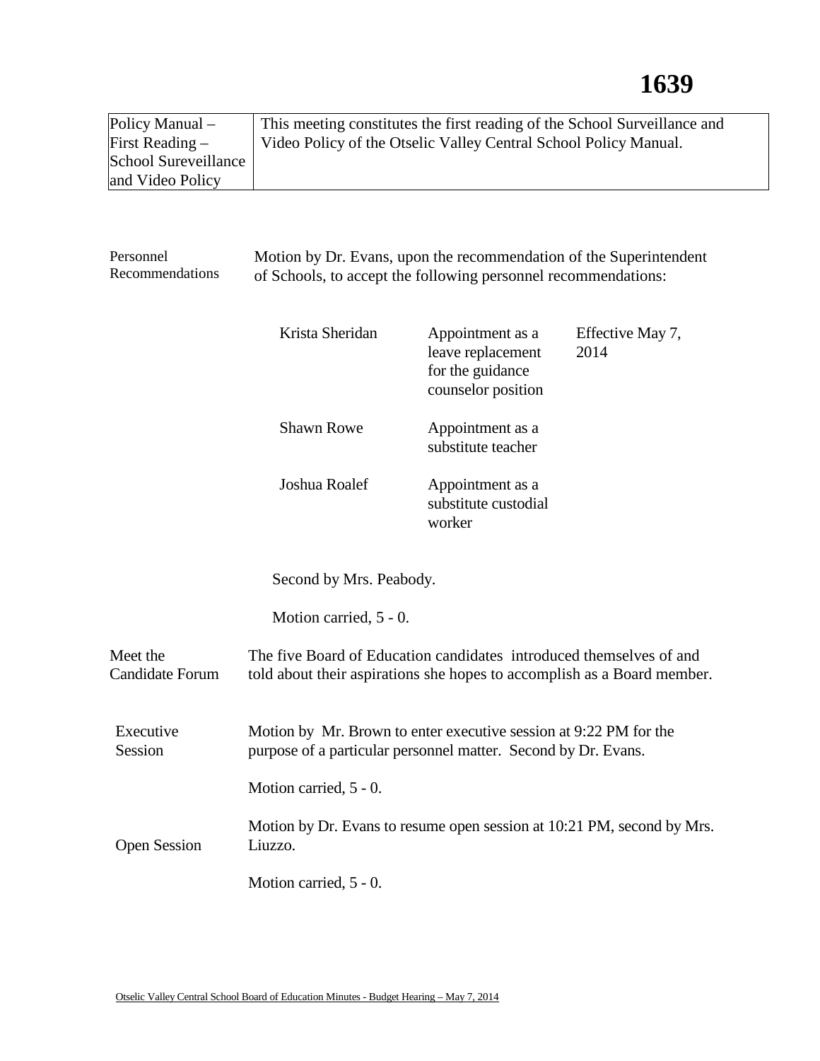| Policy Manual – First Reading – School Sureveillance and Video Policy | This meeting constitutes the first reading of the School Surveillance and Video Policy of the Otselic Valley Central School Policy Manual. |
|---|---|

**Personnel Recommendations**

Motion by Dr. Evans, upon the recommendation of the Superintendent of Schools, to accept the following personnel recommendations:

| | | |
|---|---|---|
| Krista Sheridan | Appointment as a leave replacement for the guidance counselor position | Effective May 7, 2014 |
| Shawn Rowe | Appointment as a substitute teacher | |
| Joshua Roalef | Appointment as a substitute custodial worker | |

Second by Mrs. Peabody.

Motion carried, 5 - 0.

**Meet the Candidate Forum**

The five Board of Education candidates introduced themselves of and told about their aspirations she hopes to accomplish as a Board member.

**Executive Session**

Motion by Mr. Brown to enter executive session at 9:22 PM for the purpose of a particular personnel matter. Second by Dr. Evans.

Motion carried, 5 - 0.

**Open Session**

Motion by Dr. Evans to resume open session at 10:21 PM, second by Mrs. Liuzzo.

Motion carried, 5 - 0.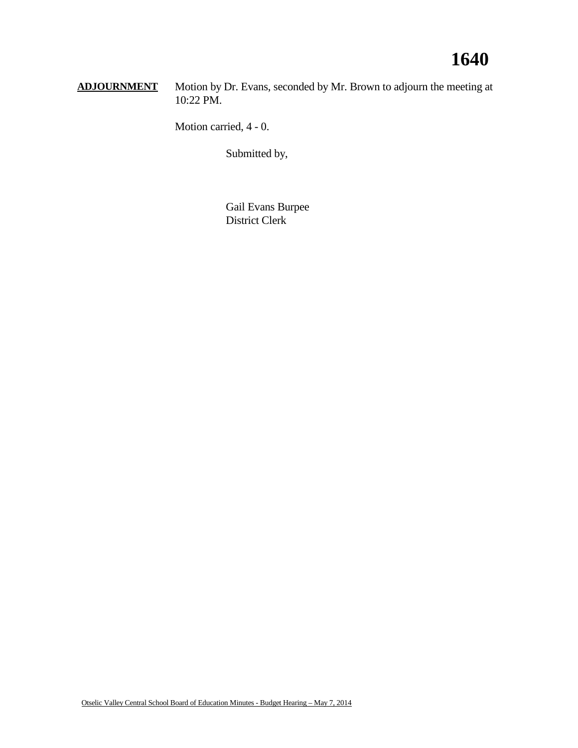**ADJOURNMENT** Motion by Dr. Evans, seconded by Mr. Brown to adjourn the meeting at 10:22 PM.

Motion carried, 4 - 0.

Submitted by,

Gail Evans Burpee
District Clerk